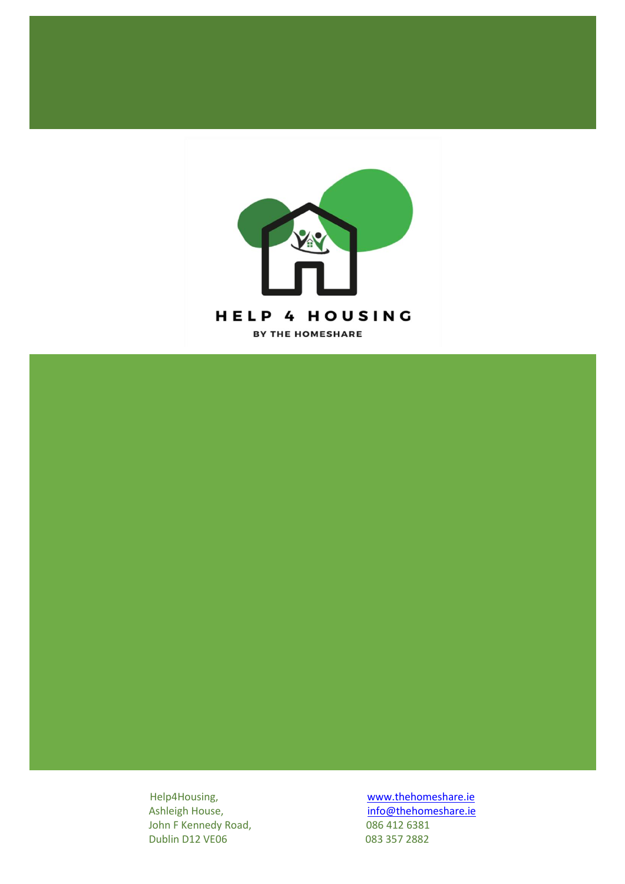# HELP 4 HOUSING

**BY THE HOMESHARE**

Help4Housing,
Ashleigh House,
John F Kennedy Road,
Dublin D12 VE06

www.thehomeshare.ie
info@thehomeshare.ie
086 412 6381
083 357 2882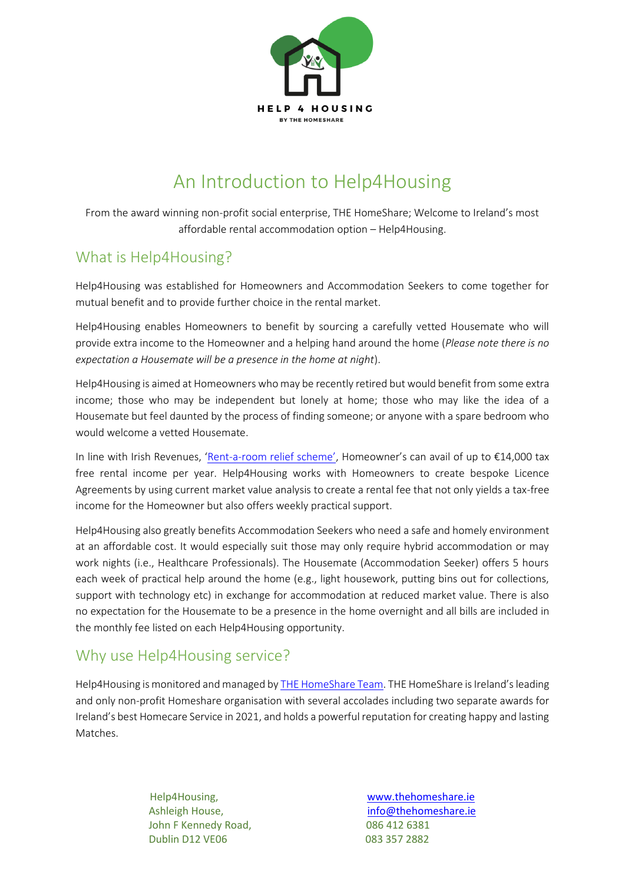HELP 4 HOUSING

BY THE HOMESHARE

# An Introduction to Help4Housing

From the award winning non-profit social enterprise, THE HomeShare; Welcome to Ireland's most affordable rental accommodation option – Help4Housing.

## What is Help4Housing?

Help4Housing was established for Homeowners and Accommodation Seekers to come together for mutual benefit and to provide further choice in the rental market.

Help4Housing enables Homeowners to benefit by sourcing a carefully vetted Housemate who will provide extra income to the Homeowner and a helping hand around the home (*Please note there is no expectation a Housemate will be a presence in the home at night*).

Help4Housing is aimed at Homeowners who may be recently retired but would benefit from some extra income; those who may be independent but lonely at home; those who may like the idea of a Housemate but feel daunted by the process of finding someone; or anyone with a spare bedroom who would welcome a vetted Housemate.

In line with Irish Revenues, 'Rent-a-room relief scheme', Homeowner's can avail of up to €14,000 tax free rental income per year. Help4Housing works with Homeowners to create bespoke Licence Agreements by using current market value analysis to create a rental fee that not only yields a tax-free income for the Homeowner but also offers weekly practical support.

Help4Housing also greatly benefits Accommodation Seekers who need a safe and homely environment at an affordable cost. It would especially suit those may only require hybrid accommodation or may work nights (i.e., Healthcare Professionals). The Housemate (Accommodation Seeker) offers 5 hours each week of practical help around the home (e.g., light housework, putting bins out for collections, support with technology etc) in exchange for accommodation at reduced market value. There is also no expectation for the Housemate to be a presence in the home overnight and all bills are included in the monthly fee listed on each Help4Housing opportunity.

## Why use Help4Housing service?

Help4Housing is monitored and managed by THE HomeShare Team. THE HomeShare is Ireland's leading and only non-profit Homeshare organisation with several accolades including two separate awards for Ireland's best Homecare Service in 2021, and holds a powerful reputation for creating happy and lasting Matches.

Help4Housing,
Ashleigh House,
John F Kennedy Road,
Dublin D12 VE06

www.thehomeshare.ie
info@thehomeshare.ie
086 412 6381
083 357 2882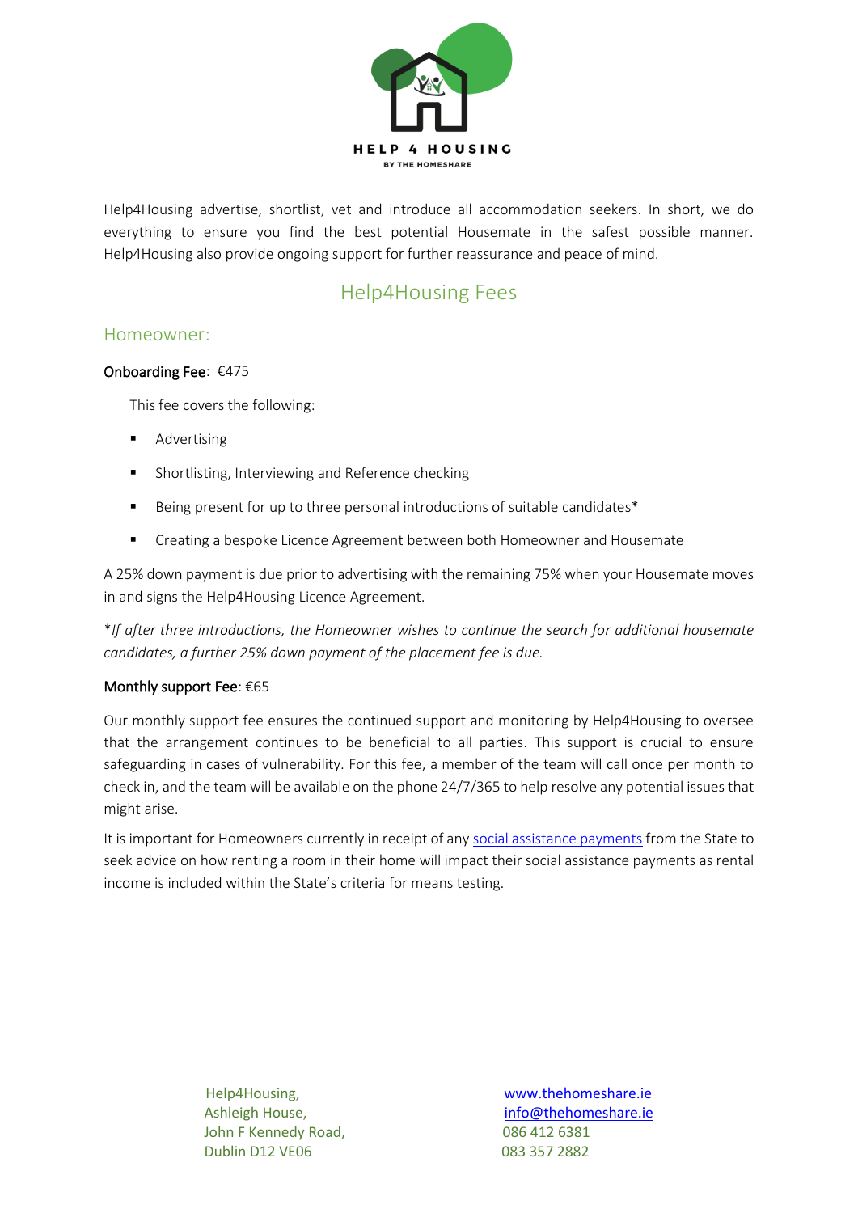HELP 4 HOUSING

BY THE HOMESHARE

Help4Housing advertise, shortlist, vet and introduce all accommodation seekers. In short, we do everything to ensure you find the best potential Housemate in the safest possible manner. Help4Housing also provide ongoing support for further reassurance and peace of mind.

# Help4Housing Fees

## Homeowner:

**Onboarding Fee**: €475

This fee covers the following:

- Advertising
- Shortlisting, Interviewing and Reference checking
- Being present for up to three personal introductions of suitable candidates*
- Creating a bespoke Licence Agreement between both Homeowner and Housemate

A 25% down payment is due prior to advertising with the remaining 75% when your Housemate moves in and signs the Help4Housing Licence Agreement.

**If after three introductions, the Homeowner wishes to continue the search for additional housemate candidates, a further 25% down payment of the placement fee is due.*

**Monthly support Fee**: €65

Our monthly support fee ensures the continued support and monitoring by Help4Housing to oversee that the arrangement continues to be beneficial to all parties. This support is crucial to ensure safeguarding in cases of vulnerability. For this fee, a member of the team will call once per month to check in, and the team will be available on the phone 24/7/365 to help resolve any potential issues that might arise.

It is important for Homeowners currently in receipt of any social assistance payments from the State to seek advice on how renting a room in their home will impact their social assistance payments as rental income is included within the State's criteria for means testing.

Help4Housing,
Ashleigh House,
John F Kennedy Road,
Dublin D12 VE06

www.thehomeshare.ie
info@thehomeshare.ie
086 412 6381
083 357 2882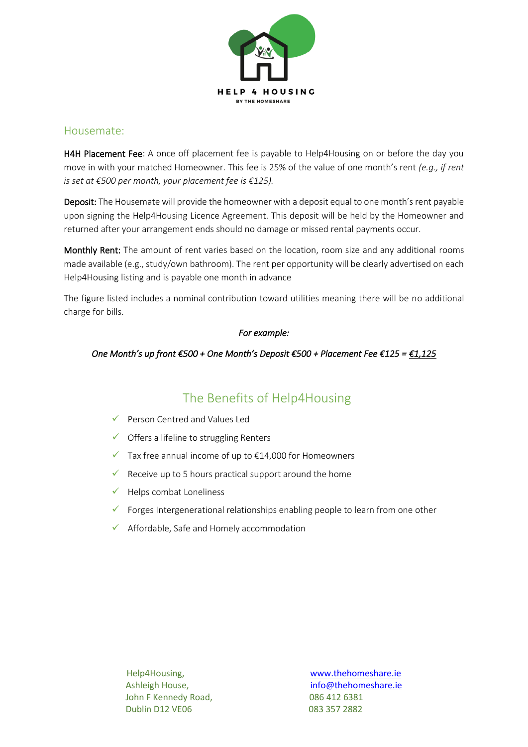HELP 4 HOUSING

BY THE HOMESHARE

## Housemate:

**H4H Placement Fee**: A once off placement fee is payable to Help4Housing on or before the day you move in with your matched Homeowner. This fee is 25% of the value of one month's rent *(e.g., if rent is set at €500 per month, your placement fee is €125).*

**Deposit:** The Housemate will provide the homeowner with a deposit equal to one month's rent payable upon signing the Help4Housing Licence Agreement. This deposit will be held by the Homeowner and returned after your arrangement ends should no damage or missed rental payments occur.

**Monthly Rent:** The amount of rent varies based on the location, room size and any additional rooms made available (e.g., study/own bathroom). The rent per opportunity will be clearly advertised on each Help4Housing listing and is payable one month in advance

The figure listed includes a nominal contribution toward utilities meaning there will be no additional charge for bills.

*For example:*

*One Month's up front €500 + One Month's Deposit €500 + Placement Fee €125 = €1,125*

## The Benefits of Help4Housing

- ✓ Person Centred and Values Led
- ✓ Offers a lifeline to struggling Renters
- ✓ Tax free annual income of up to €14,000 for Homeowners
- ✓ Receive up to 5 hours practical support around the home
- ✓ Helps combat Loneliness
- ✓ Forges Intergenerational relationships enabling people to learn from one other
- ✓ Affordable, Safe and Homely accommodation

Help4Housing,
Ashleigh House,
John F Kennedy Road,
Dublin D12 VE06

www.thehomeshare.ie
info@thehomeshare.ie
086 412 6381
083 357 2882